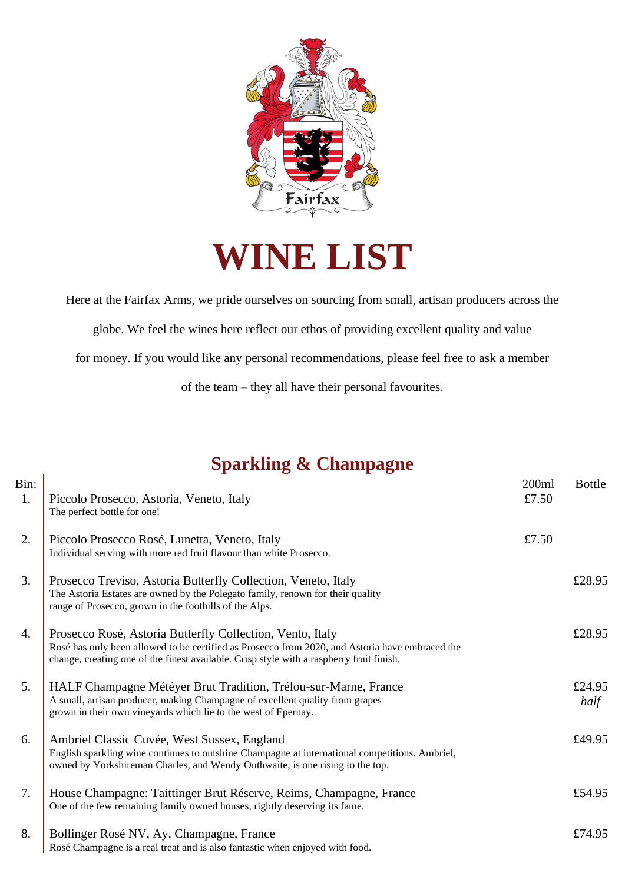Fairfax

# WINE LIST

Here at the Fairfax Arms, we pride ourselves on sourcing from small, artisan producers across the globe. We feel the wines here reflect our ethos of providing excellent quality and value for money. If you would like any personal recommendations, please feel free to ask a member of the team – they all have their personal favourites.

## Sparkling & Champagne

| Bin: | | 200ml | Bottle |
|---|---|---|---|
| 1. | Piccolo Prosecco, Astoria, Veneto, Italy<br>The perfect bottle for one! | £7.50 | |
| 2. | Piccolo Prosecco Rosé, Lunetta, Veneto, Italy<br>Individual serving with more red fruit flavour than white Prosecco. | £7.50 | |
| 3. | Prosecco Treviso, Astoria Butterfly Collection, Veneto, Italy<br>The Astoria Estates are owned by the Polegato family, renown for their quality range of Prosecco, grown in the foothills of the Alps. | | £28.95 |
| 4. | Prosecco Rosé, Astoria Butterfly Collection, Vento, Italy<br>Rosé has only been allowed to be certified as Prosecco from 2020, and Astoria have embraced the change, creating one of the finest available. Crisp style with a raspberry fruit finish. | | £28.95 |
| 5. | HALF Champagne Météyer Brut Tradition, Trélou-sur-Marne, France<br>A small, artisan producer, making Champagne of excellent quality from grapes grown in their own vineyards which lie to the west of Epernay. | | £24.95 *half* |
| 6. | Ambriel Classic Cuvée, West Sussex, England<br>English sparkling wine continues to outshine Champagne at international competitions. Ambriel, owned by Yorkshireman Charles, and Wendy Outhwaite, is one rising to the top. | | £49.95 |
| 7. | House Champagne: Taittinger Brut Réserve, Reims, Champagne, France<br>One of the few remaining family owned houses, rightly deserving its fame. | | £54.95 |
| 8. | Bollinger Rosé NV, Ay, Champagne, France<br>Rosé Champagne is a real treat and is also fantastic when enjoyed with food. | | £74.95 |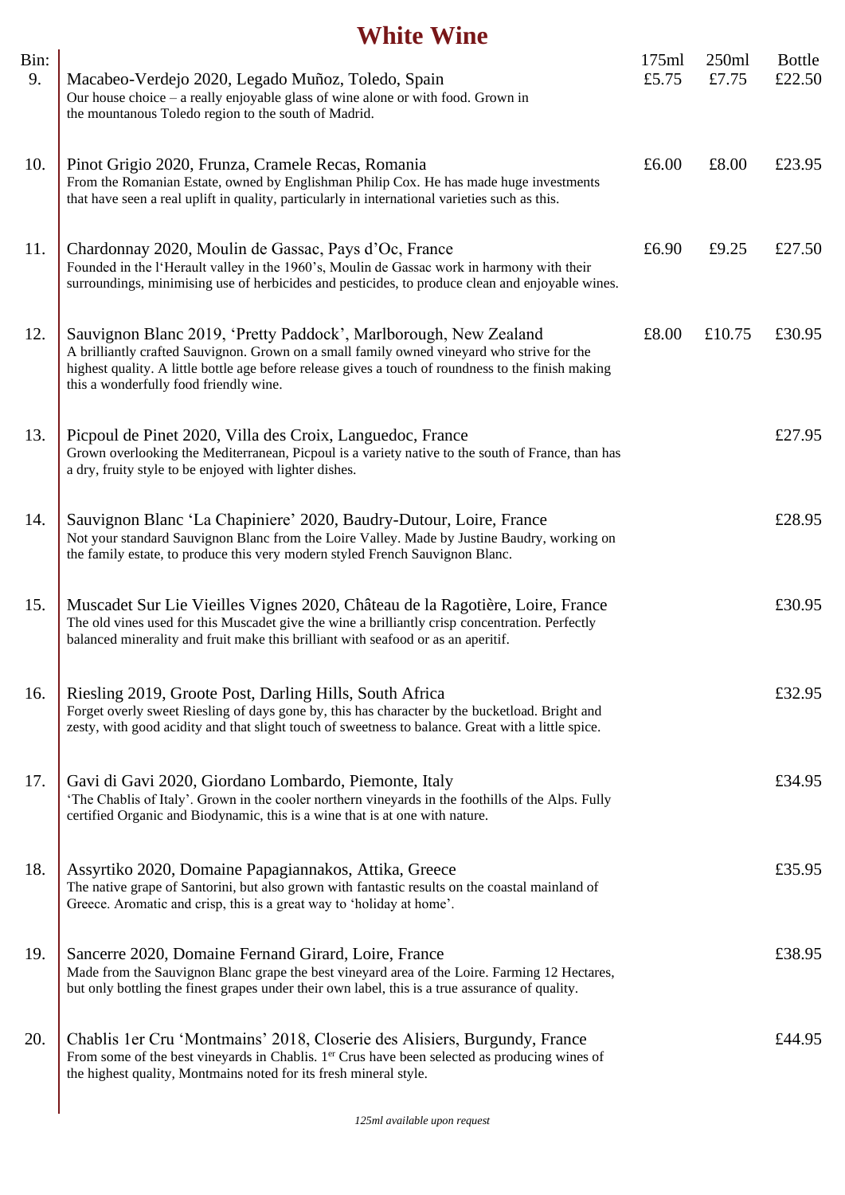# White Wine

| Bin: | | 175ml | 250ml | Bottle |
|---|---|---|---|---|
| 9. | Macabeo-Verdejo 2020, Legado Muñoz, Toledo, Spain<br>Our house choice – a really enjoyable glass of wine alone or with food. Grown in the mountanous Toledo region to the south of Madrid. | £5.75 | £7.75 | £22.50 |
| 10. | Pinot Grigio 2020, Frunza, Cramele Recas, Romania<br>From the Romanian Estate, owned by Englishman Philip Cox. He has made huge investments that have seen a real uplift in quality, particularly in international varieties such as this. | £6.00 | £8.00 | £23.95 |
| 11. | Chardonnay 2020, Moulin de Gassac, Pays d'Oc, France<br>Founded in the l'Herault valley in the 1960's, Moulin de Gassac work in harmony with their surroundings, minimising use of herbicides and pesticides, to produce clean and enjoyable wines. | £6.90 | £9.25 | £27.50 |
| 12. | Sauvignon Blanc 2019, 'Pretty Paddock', Marlborough, New Zealand<br>A brilliantly crafted Sauvignon. Grown on a small family owned vineyard who strive for the highest quality. A little bottle age before release gives a touch of roundness to the finish making this a wonderfully food friendly wine. | £8.00 | £10.75 | £30.95 |
| 13. | Picpoul de Pinet 2020, Villa des Croix, Languedoc, France<br>Grown overlooking the Mediterranean, Picpoul is a variety native to the south of France, than has a dry, fruity style to be enjoyed with lighter dishes. | | | £27.95 |
| 14. | Sauvignon Blanc 'La Chapiniere' 2020, Baudry-Dutour, Loire, France<br>Not your standard Sauvignon Blanc from the Loire Valley. Made by Justine Baudry, working on the family estate, to produce this very modern styled French Sauvignon Blanc. | | | £28.95 |
| 15. | Muscadet Sur Lie Vieilles Vignes 2020, Château de la Ragotière, Loire, France<br>The old vines used for this Muscadet give the wine a brilliantly crisp concentration. Perfectly balanced minerality and fruit make this brilliant with seafood or as an aperitif. | | | £30.95 |
| 16. | Riesling 2019, Groote Post, Darling Hills, South Africa<br>Forget overly sweet Riesling of days gone by, this has character by the bucketload. Bright and zesty, with good acidity and that slight touch of sweetness to balance. Great with a little spice. | | | £32.95 |
| 17. | Gavi di Gavi 2020, Giordano Lombardo, Piemonte, Italy<br>'The Chablis of Italy'. Grown in the cooler northern vineyards in the foothills of the Alps. Fully certified Organic and Biodynamic, this is a wine that is at one with nature. | | | £34.95 |
| 18. | Assyrtiko 2020, Domaine Papagiannakos, Attika, Greece<br>The native grape of Santorini, but also grown with fantastic results on the coastal mainland of Greece. Aromatic and crisp, this is a great way to 'holiday at home'. | | | £35.95 |
| 19. | Sancerre 2020, Domaine Fernand Girard, Loire, France<br>Made from the Sauvignon Blanc grape the best vineyard area of the Loire. Farming 12 Hectares, but only bottling the finest grapes under their own label, this is a true assurance of quality. | | | £38.95 |
| 20. | Chablis 1er Cru 'Montmains' 2018, Closerie des Alisiers, Burgundy, France<br>From some of the best vineyards in Chablis. 1er Crus have been selected as producing wines of the highest quality, Montmains noted for its fresh mineral style. | | | £44.95 |

*125ml available upon request*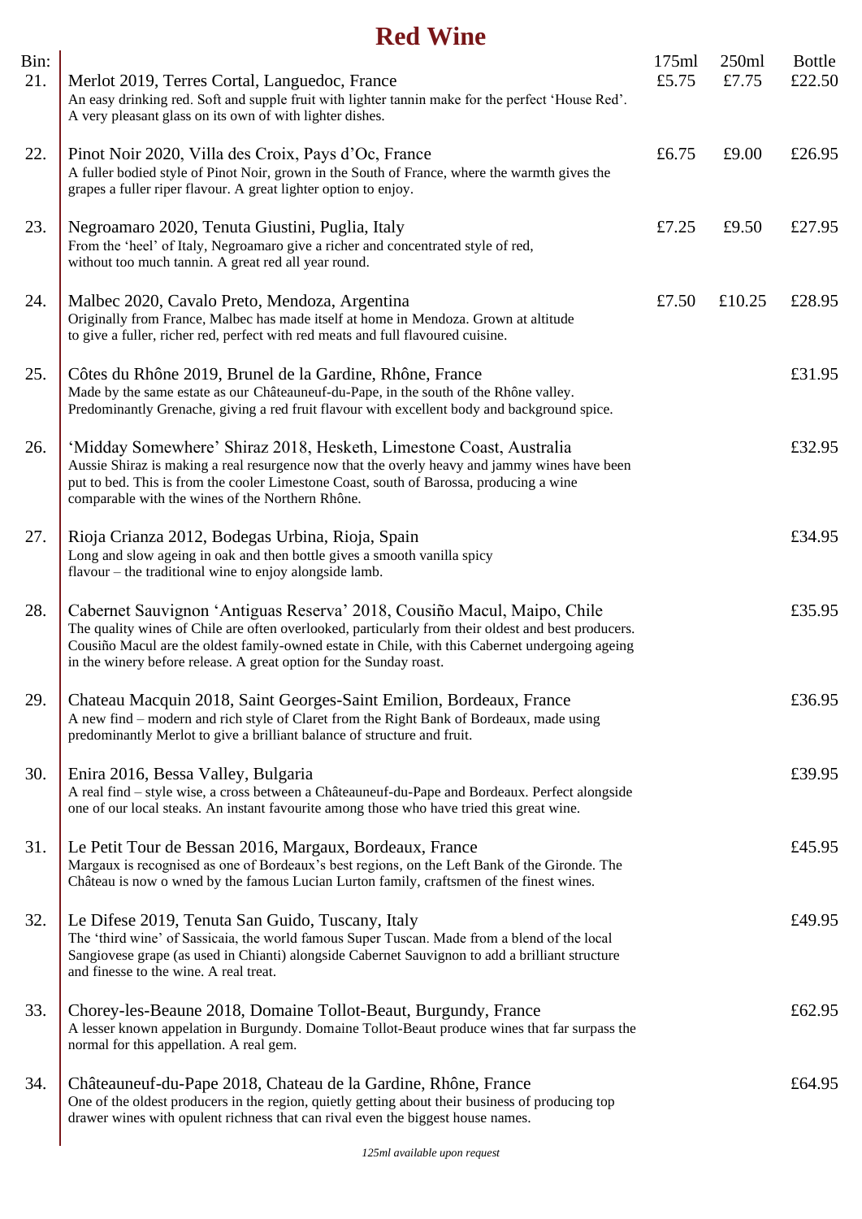# Red Wine

| Bin: | | 175ml | 250ml | Bottle |
|---|---|---|---|---|
| 21. | Merlot 2019, Terres Cortal, Languedoc, France<br>An easy drinking red. Soft and supple fruit with lighter tannin make for the perfect 'House Red'. A very pleasant glass on its own of with lighter dishes. | £5.75 | £7.75 | £22.50 |
| 22. | Pinot Noir 2020, Villa des Croix, Pays d'Oc, France<br>A fuller bodied style of Pinot Noir, grown in the South of France, where the warmth gives the grapes a fuller riper flavour. A great lighter option to enjoy. | £6.75 | £9.00 | £26.95 |
| 23. | Negroamaro 2020, Tenuta Giustini, Puglia, Italy<br>From the 'heel' of Italy, Negroamaro give a richer and concentrated style of red, without too much tannin. A great red all year round. | £7.25 | £9.50 | £27.95 |
| 24. | Malbec 2020, Cavalo Preto, Mendoza, Argentina<br>Originally from France, Malbec has made itself at home in Mendoza. Grown at altitude to give a fuller, richer red, perfect with red meats and full flavoured cuisine. | £7.50 | £10.25 | £28.95 |
| 25. | Côtes du Rhône 2019, Brunel de la Gardine, Rhône, France<br>Made by the same estate as our Châteauneuf-du-Pape, in the south of the Rhône valley. Predominantly Grenache, giving a red fruit flavour with excellent body and background spice. | | | £31.95 |
| 26. | 'Midday Somewhere' Shiraz 2018, Hesketh, Limestone Coast, Australia<br>Aussie Shiraz is making a real resurgence now that the overly heavy and jammy wines have been put to bed. This is from the cooler Limestone Coast, south of Barossa, producing a wine comparable with the wines of the Northern Rhône. | | | £32.95 |
| 27. | Rioja Crianza 2012, Bodegas Urbina, Rioja, Spain<br>Long and slow ageing in oak and then bottle gives a smooth vanilla spicy flavour – the traditional wine to enjoy alongside lamb. | | | £34.95 |
| 28. | Cabernet Sauvignon 'Antiguas Reserva' 2018, Cousiño Macul, Maipo, Chile<br>The quality wines of Chile are often overlooked, particularly from their oldest and best producers. Cousiño Macul are the oldest family-owned estate in Chile, with this Cabernet undergoing ageing in the winery before release. A great option for the Sunday roast. | | | £35.95 |
| 29. | Chateau Macquin 2018, Saint Georges-Saint Emilion, Bordeaux, France<br>A new find – modern and rich style of Claret from the Right Bank of Bordeaux, made using predominantly Merlot to give a brilliant balance of structure and fruit. | | | £36.95 |
| 30. | Enira 2016, Bessa Valley, Bulgaria<br>A real find – style wise, a cross between a Châteauneuf-du-Pape and Bordeaux. Perfect alongside one of our local steaks. An instant favourite among those who have tried this great wine. | | | £39.95 |
| 31. | Le Petit Tour de Bessan 2016, Margaux, Bordeaux, France<br>Margaux is recognised as one of Bordeaux's best regions, on the Left Bank of the Gironde. The Château is now o wned by the famous Lucian Lurton family, craftsmen of the finest wines. | | | £45.95 |
| 32. | Le Difese 2019, Tenuta San Guido, Tuscany, Italy<br>The 'third wine' of Sassicaia, the world famous Super Tuscan. Made from a blend of the local Sangiovese grape (as used in Chianti) alongside Cabernet Sauvignon to add a brilliant structure and finesse to the wine. A real treat. | | | £49.95 |
| 33. | Chorey-les-Beaune 2018, Domaine Tollot-Beaut, Burgundy, France<br>A lesser known appelation in Burgundy. Domaine Tollot-Beaut produce wines that far surpass the normal for this appellation. A real gem. | | | £62.95 |
| 34. | Châteauneuf-du-Pape 2018, Chateau de la Gardine, Rhône, France<br>One of the oldest producers in the region, quietly getting about their business of producing top drawer wines with opulent richness that can rival even the biggest house names. | | | £64.95 |

*125ml available upon request*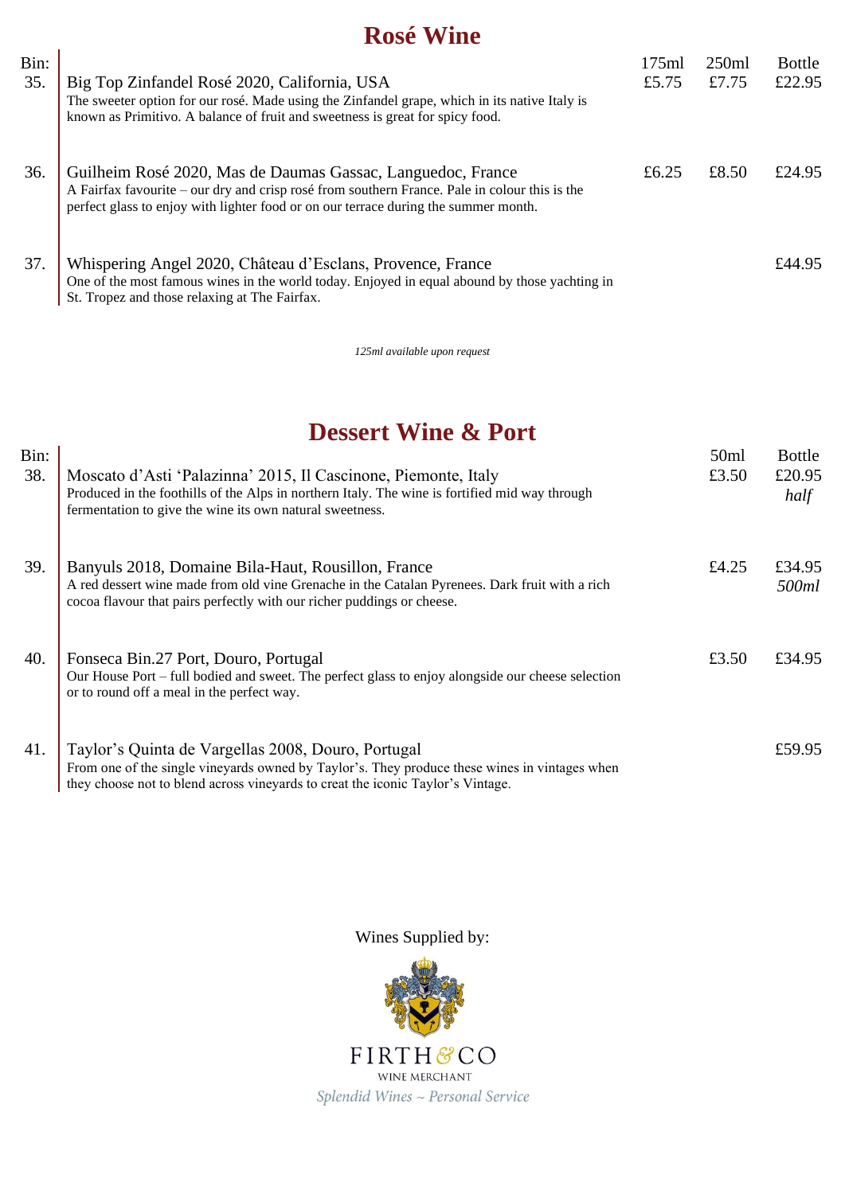# Rosé Wine

| Bin: | | 175ml | 250ml | Bottle |
|---|---|---|---|---|
| 35. | Big Top Zinfandel Rosé 2020, California, USA<br>The sweeter option for our rosé. Made using the Zinfandel grape, which in its native Italy is known as Primitivo. A balance of fruit and sweetness is great for spicy food. | £5.75 | £7.75 | £22.95 |
| 36. | Guilheim Rosé 2020, Mas de Daumas Gassac, Languedoc, France<br>A Fairfax favourite – our dry and crisp rosé from southern France. Pale in colour this is the perfect glass to enjoy with lighter food or on our terrace during the summer month. | £6.25 | £8.50 | £24.95 |
| 37. | Whispering Angel 2020, Château d'Esclans, Provence, France<br>One of the most famous wines in the world today. Enjoyed in equal abound by those yachting in St. Tropez and those relaxing at The Fairfax. | | | £44.95 |

*125ml available upon request*

# Dessert Wine & Port

| Bin: | | 50ml | Bottle |
|---|---|---|---|
| 38. | Moscato d'Asti 'Palazinna' 2015, Il Cascinone, Piemonte, Italy<br>Produced in the foothills of the Alps in northern Italy. The wine is fortified mid way through fermentation to give the wine its own natural sweetness. | £3.50 | £20.95<br>*half* |
| 39. | Banyuls 2018, Domaine Bila-Haut, Rousillon, France<br>A red dessert wine made from old vine Grenache in the Catalan Pyrenees. Dark fruit with a rich cocoa flavour that pairs perfectly with our richer puddings or cheese. | £4.25 | £34.95<br>*500ml* |
| 40. | Fonseca Bin.27 Port, Douro, Portugal<br>Our House Port – full bodied and sweet. The perfect glass to enjoy alongside our cheese selection or to round off a meal in the perfect way. | £3.50 | £34.95 |
| 41. | Taylor's Quinta de Vargellas 2008, Douro, Portugal<br>From one of the single vineyards owned by Taylor's. They produce these wines in vintages when they choose not to blend across vineyards to creat the iconic Taylor's Vintage. | | £59.95 |

Wines Supplied by:

FIRTH & CO

WINE MERCHANT

*Splendid Wines ~ Personal Service*